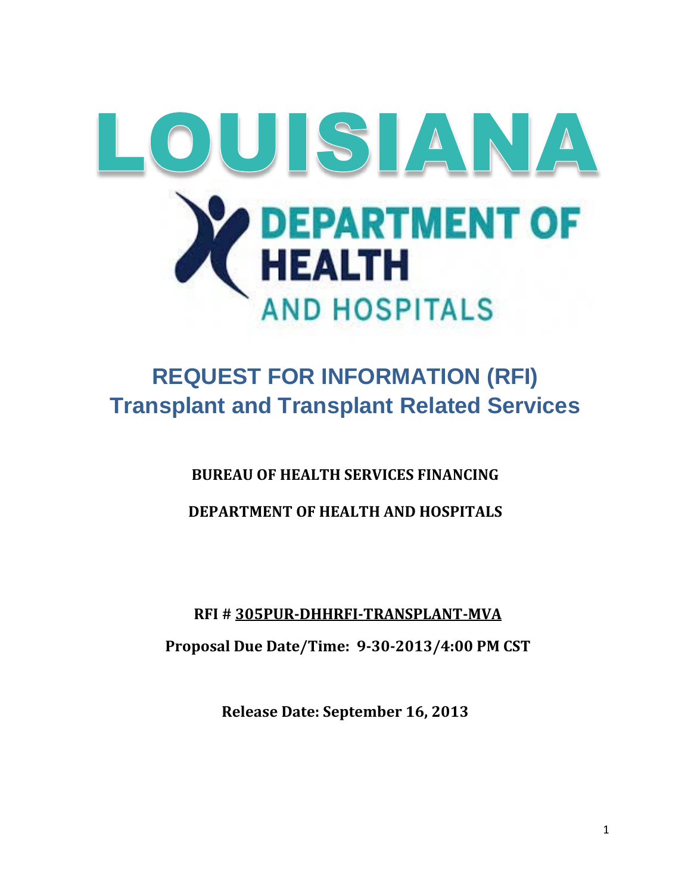# LOUISIANA

DEPARTMENT OF HEALTH AND HOSPITALS

# REQUEST FOR INFORMATION (RFI)
# Transplant and Transplant Related Services

**BUREAU OF HEALTH SERVICES FINANCING**

**DEPARTMENT OF HEALTH AND HOSPITALS**

**RFI # 305PUR-DHHRFI-TRANSPLANT-MVA**

**Proposal Due Date/Time: 9-30-2013/4:00 PM CST**

**Release Date: September 16, 2013**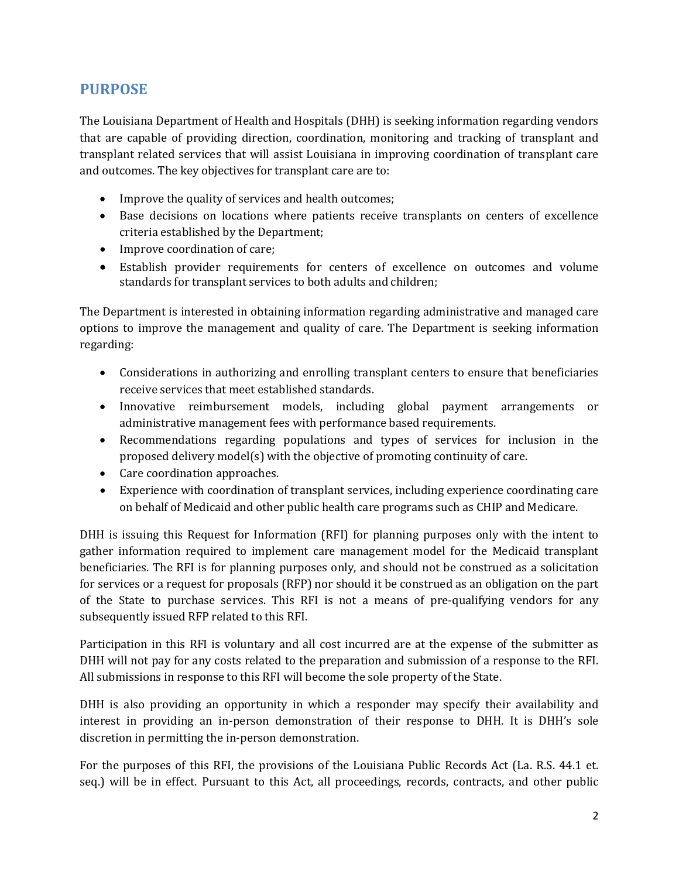## PURPOSE

The Louisiana Department of Health and Hospitals (DHH) is seeking information regarding vendors that are capable of providing direction, coordination, monitoring and tracking of transplant and transplant related services that will assist Louisiana in improving coordination of transplant care and outcomes. The key objectives for transplant care are to:

- Improve the quality of services and health outcomes;
- Base decisions on locations where patients receive transplants on centers of excellence criteria established by the Department;
- Improve coordination of care;
- Establish provider requirements for centers of excellence on outcomes and volume standards for transplant services to both adults and children;

The Department is interested in obtaining information regarding administrative and managed care options to improve the management and quality of care. The Department is seeking information regarding:

- Considerations in authorizing and enrolling transplant centers to ensure that beneficiaries receive services that meet established standards.
- Innovative reimbursement models, including global payment arrangements or administrative management fees with performance based requirements.
- Recommendations regarding populations and types of services for inclusion in the proposed delivery model(s) with the objective of promoting continuity of care.
- Care coordination approaches.
- Experience with coordination of transplant services, including experience coordinating care on behalf of Medicaid and other public health care programs such as CHIP and Medicare.

DHH is issuing this Request for Information (RFI) for planning purposes only with the intent to gather information required to implement care management model for the Medicaid transplant beneficiaries. The RFI is for planning purposes only, and should not be construed as a solicitation for services or a request for proposals (RFP) nor should it be construed as an obligation on the part of the State to purchase services. This RFI is not a means of pre-qualifying vendors for any subsequently issued RFP related to this RFI.

Participation in this RFI is voluntary and all cost incurred are at the expense of the submitter as DHH will not pay for any costs related to the preparation and submission of a response to the RFI. All submissions in response to this RFI will become the sole property of the State.

DHH is also providing an opportunity in which a responder may specify their availability and interest in providing an in-person demonstration of their response to DHH. It is DHH's sole discretion in permitting the in-person demonstration.

For the purposes of this RFI, the provisions of the Louisiana Public Records Act (La. R.S. 44.1 et. seq.) will be in effect. Pursuant to this Act, all proceedings, records, contracts, and other public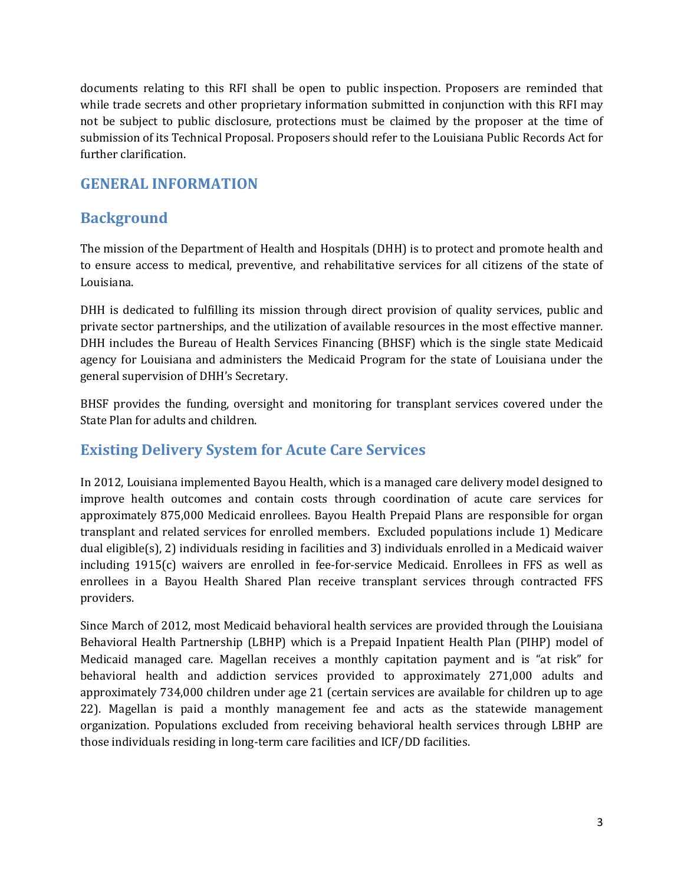documents relating to this RFI shall be open to public inspection. Proposers are reminded that while trade secrets and other proprietary information submitted in conjunction with this RFI may not be subject to public disclosure, protections must be claimed by the proposer at the time of submission of its Technical Proposal. Proposers should refer to the Louisiana Public Records Act for further clarification.

# GENERAL INFORMATION

## Background

The mission of the Department of Health and Hospitals (DHH) is to protect and promote health and to ensure access to medical, preventive, and rehabilitative services for all citizens of the state of Louisiana.

DHH is dedicated to fulfilling its mission through direct provision of quality services, public and private sector partnerships, and the utilization of available resources in the most effective manner. DHH includes the Bureau of Health Services Financing (BHSF) which is the single state Medicaid agency for Louisiana and administers the Medicaid Program for the state of Louisiana under the general supervision of DHH's Secretary.

BHSF provides the funding, oversight and monitoring for transplant services covered under the State Plan for adults and children.

## Existing Delivery System for Acute Care Services

In 2012, Louisiana implemented Bayou Health, which is a managed care delivery model designed to improve health outcomes and contain costs through coordination of acute care services for approximately 875,000 Medicaid enrollees. Bayou Health Prepaid Plans are responsible for organ transplant and related services for enrolled members. Excluded populations include 1) Medicare dual eligible(s), 2) individuals residing in facilities and 3) individuals enrolled in a Medicaid waiver including 1915(c) waivers are enrolled in fee-for-service Medicaid. Enrollees in FFS as well as enrollees in a Bayou Health Shared Plan receive transplant services through contracted FFS providers.

Since March of 2012, most Medicaid behavioral health services are provided through the Louisiana Behavioral Health Partnership (LBHP) which is a Prepaid Inpatient Health Plan (PIHP) model of Medicaid managed care. Magellan receives a monthly capitation payment and is "at risk" for behavioral health and addiction services provided to approximately 271,000 adults and approximately 734,000 children under age 21 (certain services are available for children up to age 22). Magellan is paid a monthly management fee and acts as the statewide management organization. Populations excluded from receiving behavioral health services through LBHP are those individuals residing in long-term care facilities and ICF/DD facilities.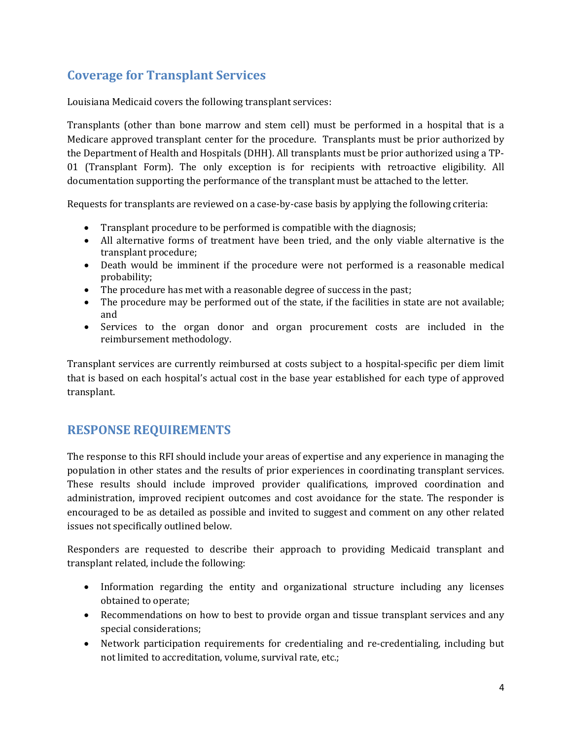## Coverage for Transplant Services

Louisiana Medicaid covers the following transplant services:

Transplants (other than bone marrow and stem cell) must be performed in a hospital that is a Medicare approved transplant center for the procedure. Transplants must be prior authorized by the Department of Health and Hospitals (DHH). All transplants must be prior authorized using a TP-01 (Transplant Form). The only exception is for recipients with retroactive eligibility. All documentation supporting the performance of the transplant must be attached to the letter.

Requests for transplants are reviewed on a case-by-case basis by applying the following criteria:

- Transplant procedure to be performed is compatible with the diagnosis;
- All alternative forms of treatment have been tried, and the only viable alternative is the transplant procedure;
- Death would be imminent if the procedure were not performed is a reasonable medical probability;
- The procedure has met with a reasonable degree of success in the past;
- The procedure may be performed out of the state, if the facilities in state are not available; and
- Services to the organ donor and organ procurement costs are included in the reimbursement methodology.

Transplant services are currently reimbursed at costs subject to a hospital-specific per diem limit that is based on each hospital's actual cost in the base year established for each type of approved transplant.

## RESPONSE REQUIREMENTS

The response to this RFI should include your areas of expertise and any experience in managing the population in other states and the results of prior experiences in coordinating transplant services. These results should include improved provider qualifications, improved coordination and administration, improved recipient outcomes and cost avoidance for the state. The responder is encouraged to be as detailed as possible and invited to suggest and comment on any other related issues not specifically outlined below.

Responders are requested to describe their approach to providing Medicaid transplant and transplant related, include the following:

- Information regarding the entity and organizational structure including any licenses obtained to operate;
- Recommendations on how to best to provide organ and tissue transplant services and any special considerations;
- Network participation requirements for credentialing and re-credentialing, including but not limited to accreditation, volume, survival rate, etc.;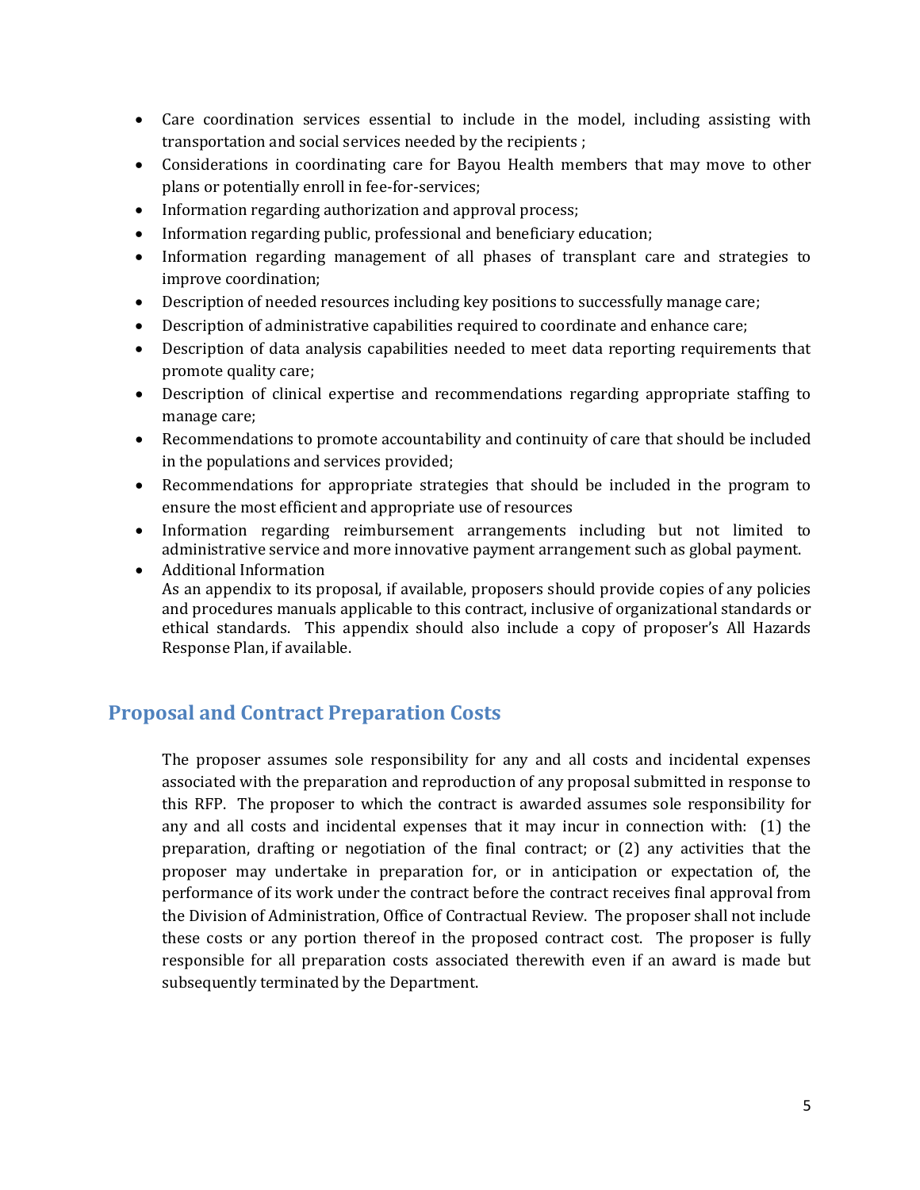- Care coordination services essential to include in the model, including assisting with transportation and social services needed by the recipients ;
- Considerations in coordinating care for Bayou Health members that may move to other plans or potentially enroll in fee-for-services;
- Information regarding authorization and approval process;
- Information regarding public, professional and beneficiary education;
- Information regarding management of all phases of transplant care and strategies to improve coordination;
- Description of needed resources including key positions to successfully manage care;
- Description of administrative capabilities required to coordinate and enhance care;
- Description of data analysis capabilities needed to meet data reporting requirements that promote quality care;
- Description of clinical expertise and recommendations regarding appropriate staffing to manage care;
- Recommendations to promote accountability and continuity of care that should be included in the populations and services provided;
- Recommendations for appropriate strategies that should be included in the program to ensure the most efficient and appropriate use of resources
- Information regarding reimbursement arrangements including but not limited to administrative service and more innovative payment arrangement such as global payment.
- Additional Information
  As an appendix to its proposal, if available, proposers should provide copies of any policies and procedures manuals applicable to this contract, inclusive of organizational standards or ethical standards. This appendix should also include a copy of proposer's All Hazards Response Plan, if available.

## Proposal and Contract Preparation Costs

The proposer assumes sole responsibility for any and all costs and incidental expenses associated with the preparation and reproduction of any proposal submitted in response to this RFP. The proposer to which the contract is awarded assumes sole responsibility for any and all costs and incidental expenses that it may incur in connection with: (1) the preparation, drafting or negotiation of the final contract; or (2) any activities that the proposer may undertake in preparation for, or in anticipation or expectation of, the performance of its work under the contract before the contract receives final approval from the Division of Administration, Office of Contractual Review. The proposer shall not include these costs or any portion thereof in the proposed contract cost. The proposer is fully responsible for all preparation costs associated therewith even if an award is made but subsequently terminated by the Department.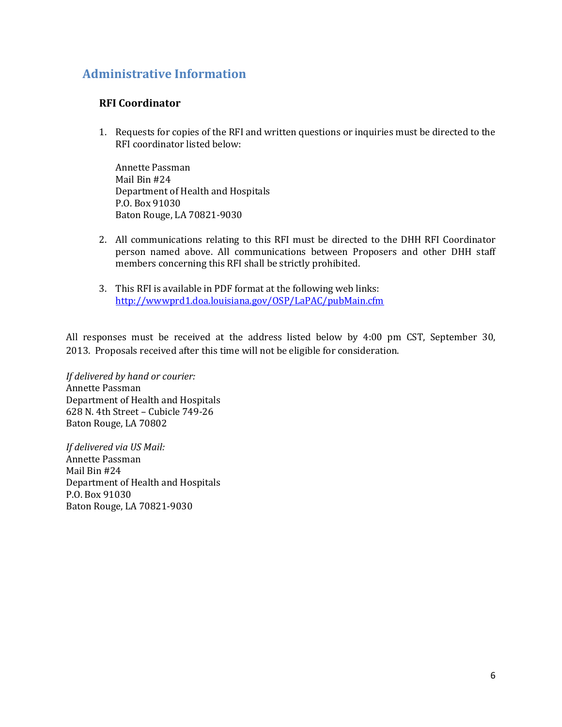## Administrative Information

### RFI Coordinator

1. Requests for copies of the RFI and written questions or inquiries must be directed to the RFI coordinator listed below:

   Annette Passman
   Mail Bin #24
   Department of Health and Hospitals
   P.O. Box 91030
   Baton Rouge, LA 70821-9030

2. All communications relating to this RFI must be directed to the DHH RFI Coordinator person named above. All communications between Proposers and other DHH staff members concerning this RFI shall be strictly prohibited.

3. This RFI is available in PDF format at the following web links:
   [http://wwwprd1.doa.louisiana.gov/OSP/LaPAC/pubMain.cfm](http://wwwprd1.doa.louisiana.gov/OSP/LaPAC/pubMain.cfm)

All responses must be received at the address listed below by 4:00 pm CST, September 30, 2013. Proposals received after this time will not be eligible for consideration.

*If delivered by hand or courier:*
Annette Passman
Department of Health and Hospitals
628 N. 4th Street – Cubicle 749-26
Baton Rouge, LA 70802

*If delivered via US Mail:*
Annette Passman
Mail Bin #24
Department of Health and Hospitals
P.O. Box 91030
Baton Rouge, LA 70821-9030